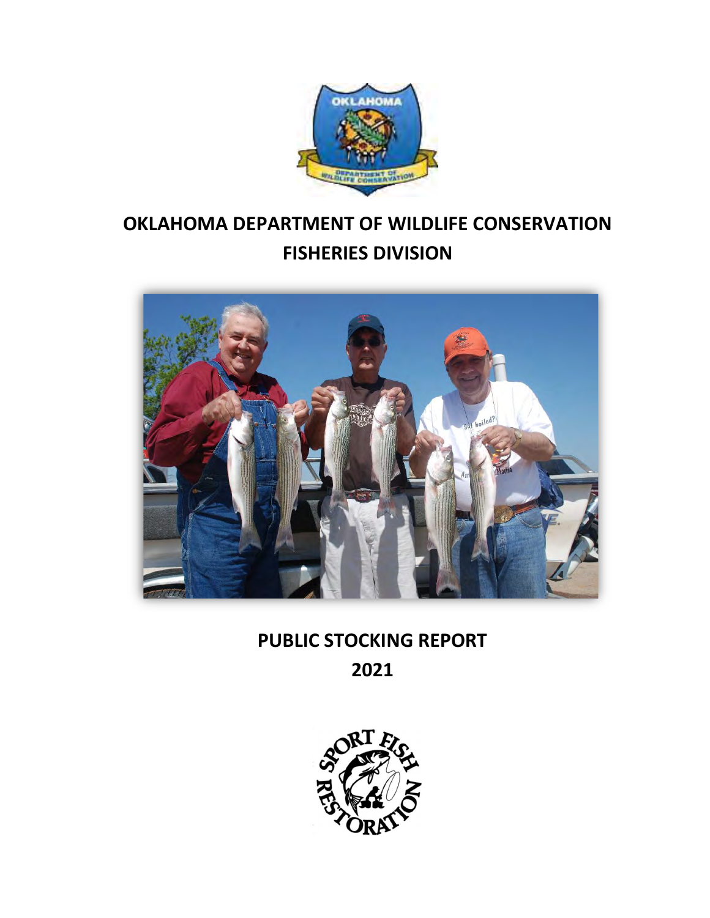# OKLAHOMA DEPARTMENT OF WILDLIFE CONSERVATION
# FISHERIES DIVISION

## PUBLIC STOCKING REPORT
## 2021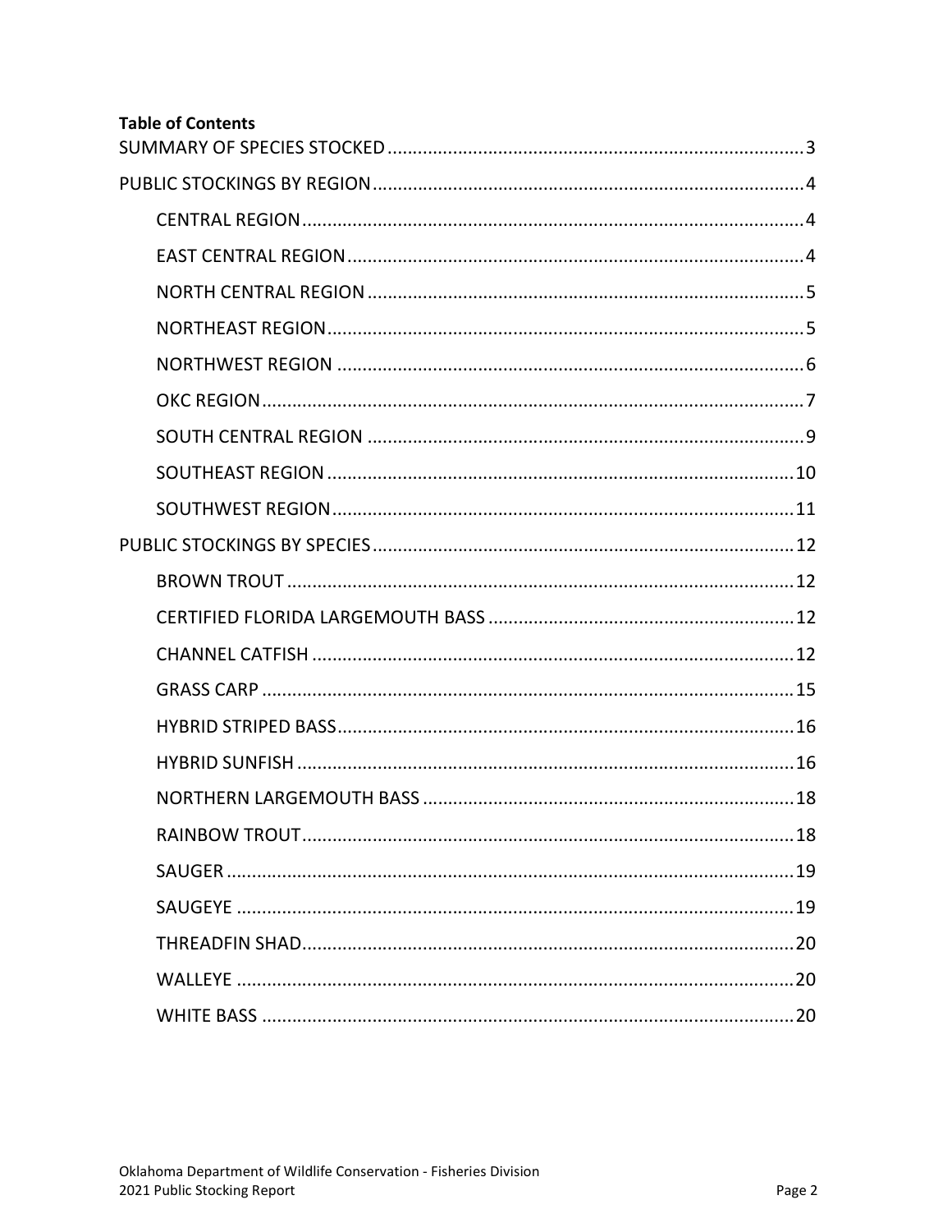**Table of Contents**

- SUMMARY OF SPECIES STOCKED ........ 3
- PUBLIC STOCKINGS BY REGION ........ 4
  - CENTRAL REGION ........ 4
  - EAST CENTRAL REGION ........ 4
  - NORTH CENTRAL REGION ........ 5
  - NORTHEAST REGION ........ 5
  - NORTHWEST REGION ........ 6
  - OKC REGION ........ 7
  - SOUTH CENTRAL REGION ........ 9
  - SOUTHEAST REGION ........ 10
  - SOUTHWEST REGION ........ 11
- PUBLIC STOCKINGS BY SPECIES ........ 12
  - BROWN TROUT ........ 12
  - CERTIFIED FLORIDA LARGEMOUTH BASS ........ 12
  - CHANNEL CATFISH ........ 12
  - GRASS CARP ........ 15
  - HYBRID STRIPED BASS ........ 16
  - HYBRID SUNFISH ........ 16
  - NORTHERN LARGEMOUTH BASS ........ 18
  - RAINBOW TROUT ........ 18
  - SAUGER ........ 19
  - SAUGEYE ........ 19
  - THREADFIN SHAD ........ 20
  - WALLEYE ........ 20
  - WHITE BASS ........ 20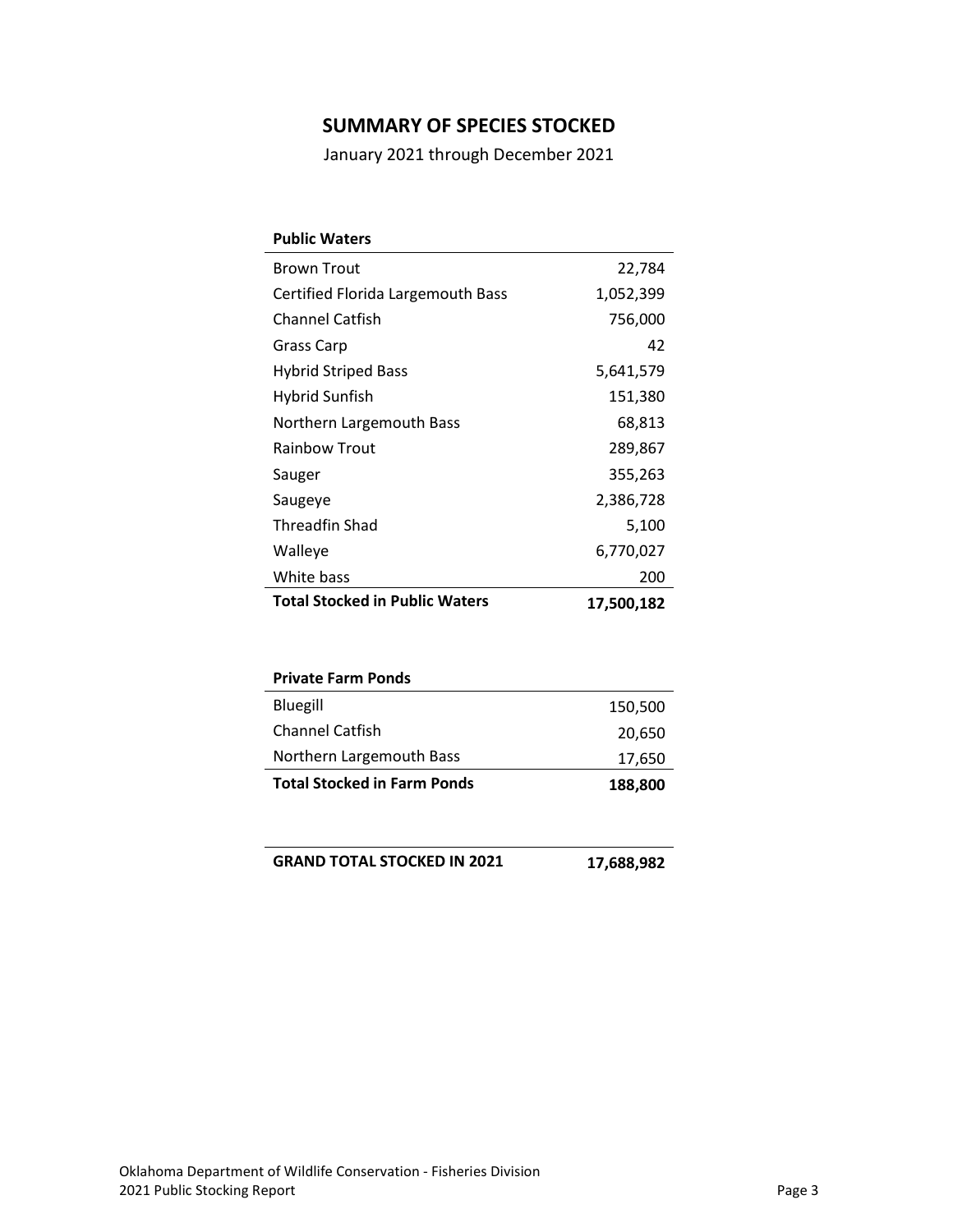# SUMMARY OF SPECIES STOCKED

January 2021 through December 2021

| Public Waters | |
|---|---|
| Brown Trout | 22,784 |
| Certified Florida Largemouth Bass | 1,052,399 |
| Channel Catfish | 756,000 |
| Grass Carp | 42 |
| Hybrid Striped Bass | 5,641,579 |
| Hybrid Sunfish | 151,380 |
| Northern Largemouth Bass | 68,813 |
| Rainbow Trout | 289,867 |
| Sauger | 355,263 |
| Saugeye | 2,386,728 |
| Threadfin Shad | 5,100 |
| Walleye | 6,770,027 |
| White bass | 200 |
| **Total Stocked in Public Waters** | **17,500,182** |

| Private Farm Ponds | |
|---|---|
| Bluegill | 150,500 |
| Channel Catfish | 20,650 |
| Northern Largemouth Bass | 17,650 |
| **Total Stocked in Farm Ponds** | **188,800** |

| | |
|---|---|
| **GRAND TOTAL STOCKED IN 2021** | **17,688,982** |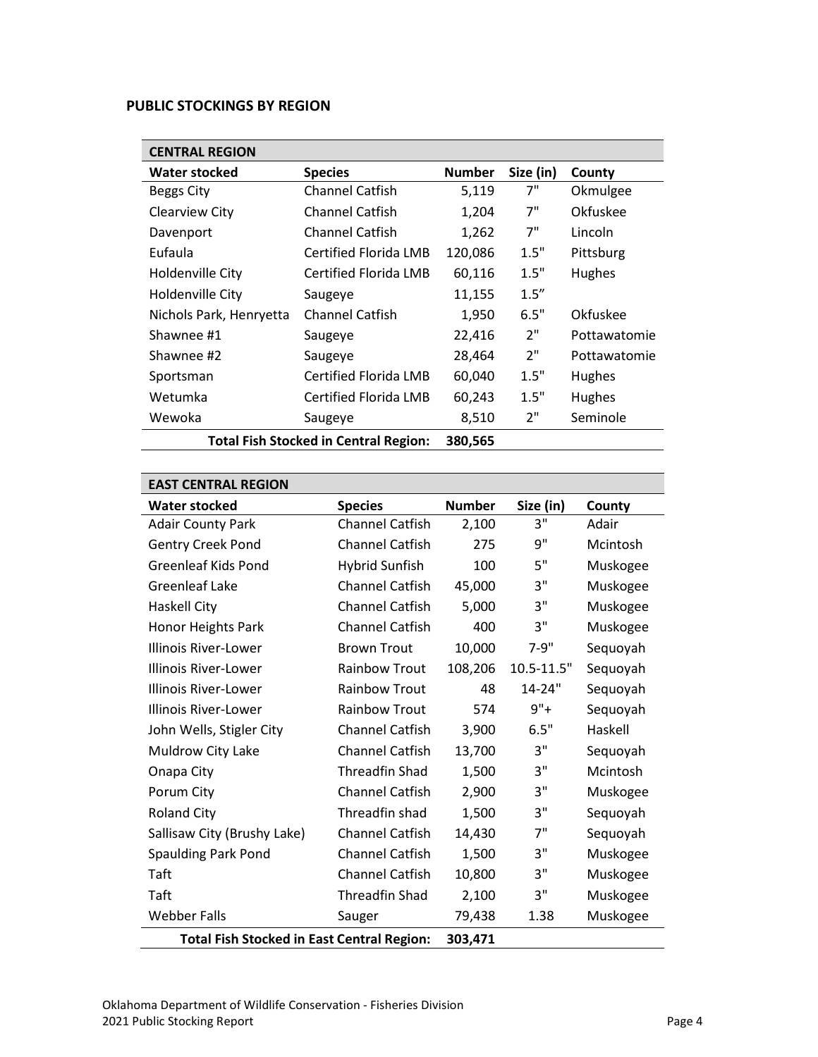## PUBLIC STOCKINGS BY REGION

| CENTRAL REGION | | | | |
|---|---|---|---|---|
| **Water stocked** | **Species** | **Number** | **Size (in)** | **County** |
| Beggs City | Channel Catfish | 5,119 | 7" | Okmulgee |
| Clearview City | Channel Catfish | 1,204 | 7" | Okfuskee |
| Davenport | Channel Catfish | 1,262 | 7" | Lincoln |
| Eufaula | Certified Florida LMB | 120,086 | 1.5" | Pittsburg |
| Holdenville City | Certified Florida LMB | 60,116 | 1.5" | Hughes |
| Holdenville City | Saugeye | 11,155 | 1.5" | |
| Nichols Park, Henryetta | Channel Catfish | 1,950 | 6.5" | Okfuskee |
| Shawnee #1 | Saugeye | 22,416 | 2" | Pottawatomie |
| Shawnee #2 | Saugeye | 28,464 | 2" | Pottawatomie |
| Sportsman | Certified Florida LMB | 60,040 | 1.5" | Hughes |
| Wetumka | Certified Florida LMB | 60,243 | 1.5" | Hughes |
| Wewoka | Saugeye | 8,510 | 2" | Seminole |
| | **Total Fish Stocked in Central Region:** | **380,565** | | |

| EAST CENTRAL REGION | | | | |
|---|---|---|---|---|
| **Water stocked** | **Species** | **Number** | **Size (in)** | **County** |
| Adair County Park | Channel Catfish | 2,100 | 3" | Adair |
| Gentry Creek Pond | Channel Catfish | 275 | 9" | Mcintosh |
| Greenleaf Kids Pond | Hybrid Sunfish | 100 | 5" | Muskogee |
| Greenleaf Lake | Channel Catfish | 45,000 | 3" | Muskogee |
| Haskell City | Channel Catfish | 5,000 | 3" | Muskogee |
| Honor Heights Park | Channel Catfish | 400 | 3" | Muskogee |
| Illinois River-Lower | Brown Trout | 10,000 | 7-9" | Sequoyah |
| Illinois River-Lower | Rainbow Trout | 108,206 | 10.5-11.5" | Sequoyah |
| Illinois River-Lower | Rainbow Trout | 48 | 14-24" | Sequoyah |
| Illinois River-Lower | Rainbow Trout | 574 | 9"+ | Sequoyah |
| John Wells, Stigler City | Channel Catfish | 3,900 | 6.5" | Haskell |
| Muldrow City Lake | Channel Catfish | 13,700 | 3" | Sequoyah |
| Onapa City | Threadfin Shad | 1,500 | 3" | Mcintosh |
| Porum City | Channel Catfish | 2,900 | 3" | Muskogee |
| Roland City | Threadfin shad | 1,500 | 3" | Sequoyah |
| Sallisaw City (Brushy Lake) | Channel Catfish | 14,430 | 7" | Sequoyah |
| Spaulding Park Pond | Channel Catfish | 1,500 | 3" | Muskogee |
| Taft | Channel Catfish | 10,800 | 3" | Muskogee |
| Taft | Threadfin Shad | 2,100 | 3" | Muskogee |
| Webber Falls | Sauger | 79,438 | 1.38 | Muskogee |
| | **Total Fish Stocked in East Central Region:** | **303,471** | | |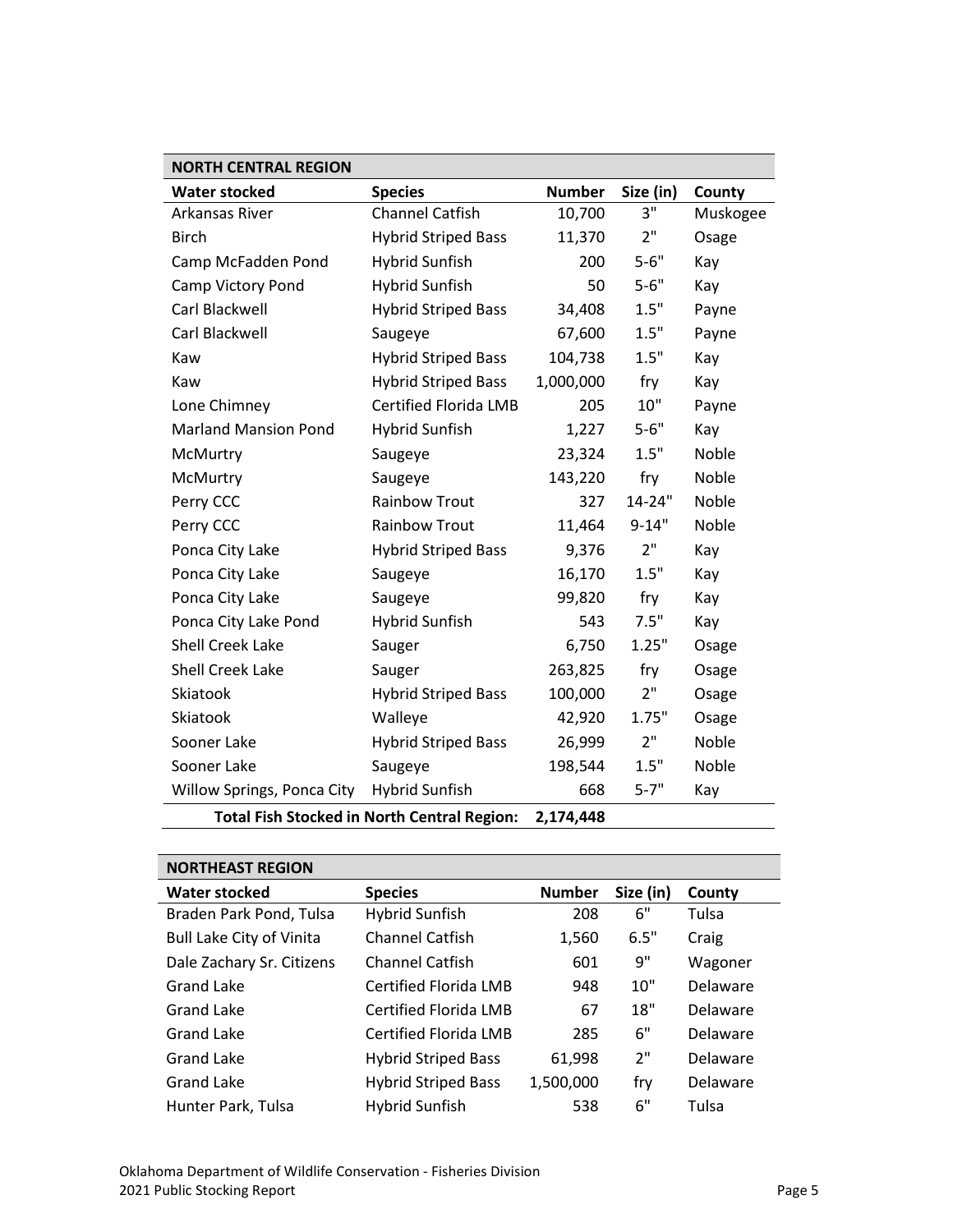## NORTH CENTRAL REGION

| Water stocked | Species | Number | Size (in) | County |
|---|---|---|---|---|
| Arkansas River | Channel Catfish | 10,700 | 3" | Muskogee |
| Birch | Hybrid Striped Bass | 11,370 | 2" | Osage |
| Camp McFadden Pond | Hybrid Sunfish | 200 | 5-6" | Kay |
| Camp Victory Pond | Hybrid Sunfish | 50 | 5-6" | Kay |
| Carl Blackwell | Hybrid Striped Bass | 34,408 | 1.5" | Payne |
| Carl Blackwell | Saugeye | 67,600 | 1.5" | Payne |
| Kaw | Hybrid Striped Bass | 104,738 | 1.5" | Kay |
| Kaw | Hybrid Striped Bass | 1,000,000 | fry | Kay |
| Lone Chimney | Certified Florida LMB | 205 | 10" | Payne |
| Marland Mansion Pond | Hybrid Sunfish | 1,227 | 5-6" | Kay |
| McMurtry | Saugeye | 23,324 | 1.5" | Noble |
| McMurtry | Saugeye | 143,220 | fry | Noble |
| Perry CCC | Rainbow Trout | 327 | 14-24" | Noble |
| Perry CCC | Rainbow Trout | 11,464 | 9-14" | Noble |
| Ponca City Lake | Hybrid Striped Bass | 9,376 | 2" | Kay |
| Ponca City Lake | Saugeye | 16,170 | 1.5" | Kay |
| Ponca City Lake | Saugeye | 99,820 | fry | Kay |
| Ponca City Lake Pond | Hybrid Sunfish | 543 | 7.5" | Kay |
| Shell Creek Lake | Sauger | 6,750 | 1.25" | Osage |
| Shell Creek Lake | Sauger | 263,825 | fry | Osage |
| Skiatook | Hybrid Striped Bass | 100,000 | 2" | Osage |
| Skiatook | Walleye | 42,920 | 1.75" | Osage |
| Sooner Lake | Hybrid Striped Bass | 26,999 | 2" | Noble |
| Sooner Lake | Saugeye | 198,544 | 1.5" | Noble |
| Willow Springs, Ponca City | Hybrid Sunfish | 668 | 5-7" | Kay |
| | **Total Fish Stocked in North Central Region:** | **2,174,448** | | |

## NORTHEAST REGION

| Water stocked | Species | Number | Size (in) | County |
|---|---|---|---|---|
| Braden Park Pond, Tulsa | Hybrid Sunfish | 208 | 6" | Tulsa |
| Bull Lake City of Vinita | Channel Catfish | 1,560 | 6.5" | Craig |
| Dale Zachary Sr. Citizens | Channel Catfish | 601 | 9" | Wagoner |
| Grand Lake | Certified Florida LMB | 948 | 10" | Delaware |
| Grand Lake | Certified Florida LMB | 67 | 18" | Delaware |
| Grand Lake | Certified Florida LMB | 285 | 6" | Delaware |
| Grand Lake | Hybrid Striped Bass | 61,998 | 2" | Delaware |
| Grand Lake | Hybrid Striped Bass | 1,500,000 | fry | Delaware |
| Hunter Park, Tulsa | Hybrid Sunfish | 538 | 6" | Tulsa |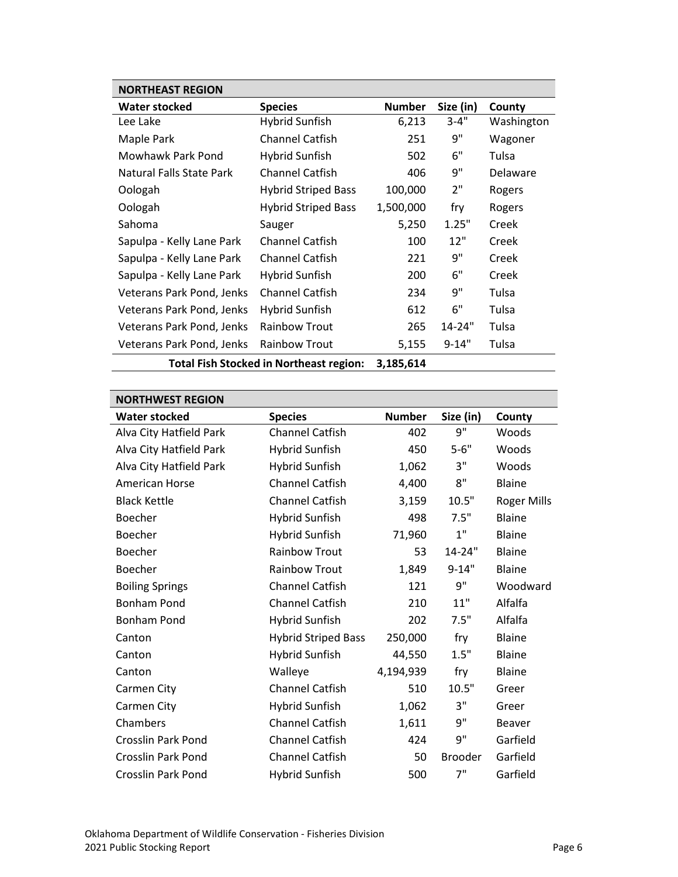| NORTHEAST REGION | | | | |
|---|---|---|---|---|
| **Water stocked** | **Species** | **Number** | **Size (in)** | **County** |
| Lee Lake | Hybrid Sunfish | 6,213 | 3-4" | Washington |
| Maple Park | Channel Catfish | 251 | 9" | Wagoner |
| Mowhawk Park Pond | Hybrid Sunfish | 502 | 6" | Tulsa |
| Natural Falls State Park | Channel Catfish | 406 | 9" | Delaware |
| Oologah | Hybrid Striped Bass | 100,000 | 2" | Rogers |
| Oologah | Hybrid Striped Bass | 1,500,000 | fry | Rogers |
| Sahoma | Sauger | 5,250 | 1.25" | Creek |
| Sapulpa - Kelly Lane Park | Channel Catfish | 100 | 12" | Creek |
| Sapulpa - Kelly Lane Park | Channel Catfish | 221 | 9" | Creek |
| Sapulpa - Kelly Lane Park | Hybrid Sunfish | 200 | 6" | Creek |
| Veterans Park Pond, Jenks | Channel Catfish | 234 | 9" | Tulsa |
| Veterans Park Pond, Jenks | Hybrid Sunfish | 612 | 6" | Tulsa |
| Veterans Park Pond, Jenks | Rainbow Trout | 265 | 14-24" | Tulsa |
| Veterans Park Pond, Jenks | Rainbow Trout | 5,155 | 9-14" | Tulsa |
| | **Total Fish Stocked in Northeast region:** | **3,185,614** | | |

| NORTHWEST REGION | | | | |
|---|---|---|---|---|
| **Water stocked** | **Species** | **Number** | **Size (in)** | **County** |
| Alva City Hatfield Park | Channel Catfish | 402 | 9" | Woods |
| Alva City Hatfield Park | Hybrid Sunfish | 450 | 5-6" | Woods |
| Alva City Hatfield Park | Hybrid Sunfish | 1,062 | 3" | Woods |
| American Horse | Channel Catfish | 4,400 | 8" | Blaine |
| Black Kettle | Channel Catfish | 3,159 | 10.5" | Roger Mills |
| Boecher | Hybrid Sunfish | 498 | 7.5" | Blaine |
| Boecher | Hybrid Sunfish | 71,960 | 1" | Blaine |
| Boecher | Rainbow Trout | 53 | 14-24" | Blaine |
| Boecher | Rainbow Trout | 1,849 | 9-14" | Blaine |
| Boiling Springs | Channel Catfish | 121 | 9" | Woodward |
| Bonham Pond | Channel Catfish | 210 | 11" | Alfalfa |
| Bonham Pond | Hybrid Sunfish | 202 | 7.5" | Alfalfa |
| Canton | Hybrid Striped Bass | 250,000 | fry | Blaine |
| Canton | Hybrid Sunfish | 44,550 | 1.5" | Blaine |
| Canton | Walleye | 4,194,939 | fry | Blaine |
| Carmen City | Channel Catfish | 510 | 10.5" | Greer |
| Carmen City | Hybrid Sunfish | 1,062 | 3" | Greer |
| Chambers | Channel Catfish | 1,611 | 9" | Beaver |
| Crosslin Park Pond | Channel Catfish | 424 | 9" | Garfield |
| Crosslin Park Pond | Channel Catfish | 50 | Brooder | Garfield |
| Crosslin Park Pond | Hybrid Sunfish | 500 | 7" | Garfield |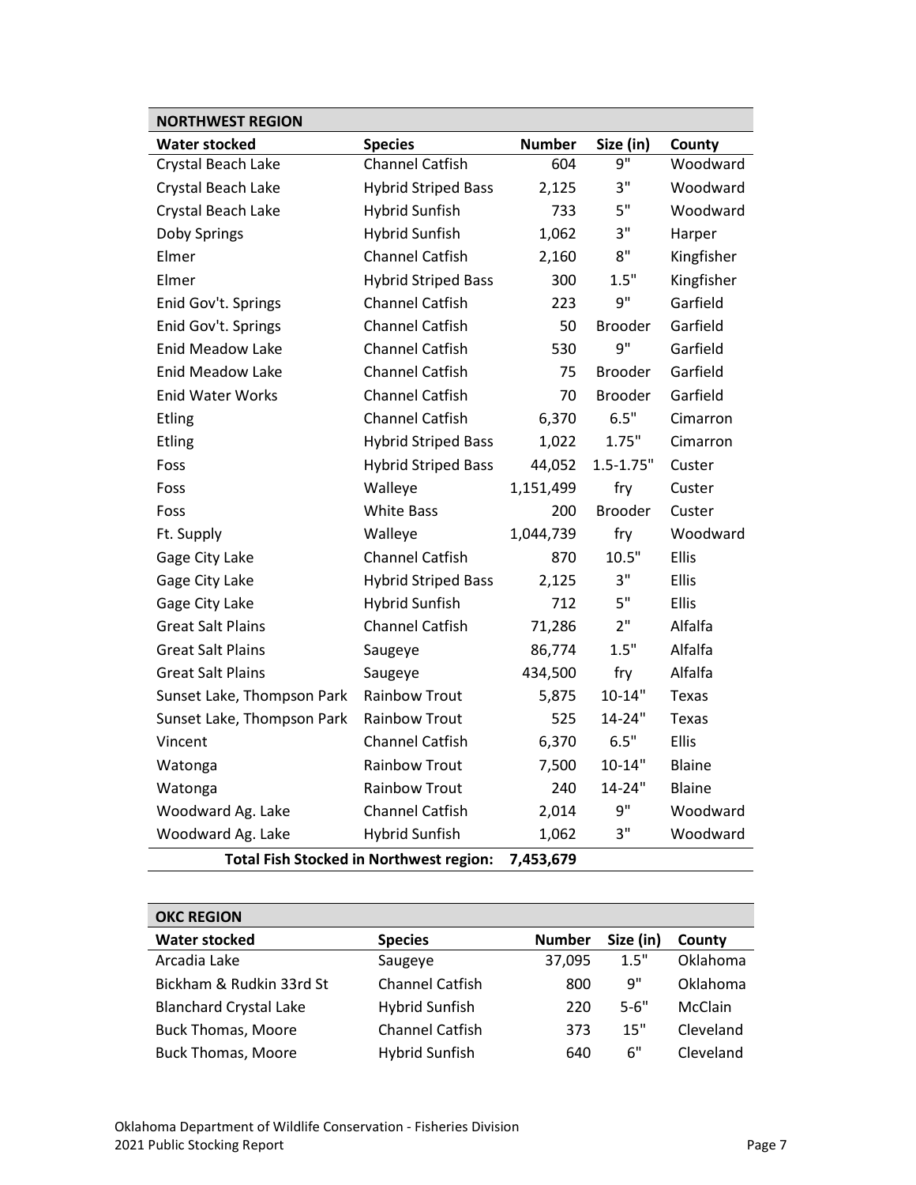| NORTHWEST REGION | | | | |
|---|---|---|---|---|
| **Water stocked** | **Species** | **Number** | **Size (in)** | **County** |
| Crystal Beach Lake | Channel Catfish | 604 | 9" | Woodward |
| Crystal Beach Lake | Hybrid Striped Bass | 2,125 | 3" | Woodward |
| Crystal Beach Lake | Hybrid Sunfish | 733 | 5" | Woodward |
| Doby Springs | Hybrid Sunfish | 1,062 | 3" | Harper |
| Elmer | Channel Catfish | 2,160 | 8" | Kingfisher |
| Elmer | Hybrid Striped Bass | 300 | 1.5" | Kingfisher |
| Enid Gov't. Springs | Channel Catfish | 223 | 9" | Garfield |
| Enid Gov't. Springs | Channel Catfish | 50 | Brooder | Garfield |
| Enid Meadow Lake | Channel Catfish | 530 | 9" | Garfield |
| Enid Meadow Lake | Channel Catfish | 75 | Brooder | Garfield |
| Enid Water Works | Channel Catfish | 70 | Brooder | Garfield |
| Etling | Channel Catfish | 6,370 | 6.5" | Cimarron |
| Etling | Hybrid Striped Bass | 1,022 | 1.75" | Cimarron |
| Foss | Hybrid Striped Bass | 44,052 | 1.5-1.75" | Custer |
| Foss | Walleye | 1,151,499 | fry | Custer |
| Foss | White Bass | 200 | Brooder | Custer |
| Ft. Supply | Walleye | 1,044,739 | fry | Woodward |
| Gage City Lake | Channel Catfish | 870 | 10.5" | Ellis |
| Gage City Lake | Hybrid Striped Bass | 2,125 | 3" | Ellis |
| Gage City Lake | Hybrid Sunfish | 712 | 5" | Ellis |
| Great Salt Plains | Channel Catfish | 71,286 | 2" | Alfalfa |
| Great Salt Plains | Saugeye | 86,774 | 1.5" | Alfalfa |
| Great Salt Plains | Saugeye | 434,500 | fry | Alfalfa |
| Sunset Lake, Thompson Park | Rainbow Trout | 5,875 | 10-14" | Texas |
| Sunset Lake, Thompson Park | Rainbow Trout | 525 | 14-24" | Texas |
| Vincent | Channel Catfish | 6,370 | 6.5" | Ellis |
| Watonga | Rainbow Trout | 7,500 | 10-14" | Blaine |
| Watonga | Rainbow Trout | 240 | 14-24" | Blaine |
| Woodward Ag. Lake | Channel Catfish | 2,014 | 9" | Woodward |
| Woodward Ag. Lake | Hybrid Sunfish | 1,062 | 3" | Woodward |
| | **Total Fish Stocked in Northwest region:** | **7,453,679** | | |

| OKC REGION | | | | |
|---|---|---|---|---|
| **Water stocked** | **Species** | **Number** | **Size (in)** | **County** |
| Arcadia Lake | Saugeye | 37,095 | 1.5" | Oklahoma |
| Bickham & Rudkin 33rd St | Channel Catfish | 800 | 9" | Oklahoma |
| Blanchard Crystal Lake | Hybrid Sunfish | 220 | 5-6" | McClain |
| Buck Thomas, Moore | Channel Catfish | 373 | 15" | Cleveland |
| Buck Thomas, Moore | Hybrid Sunfish | 640 | 6" | Cleveland |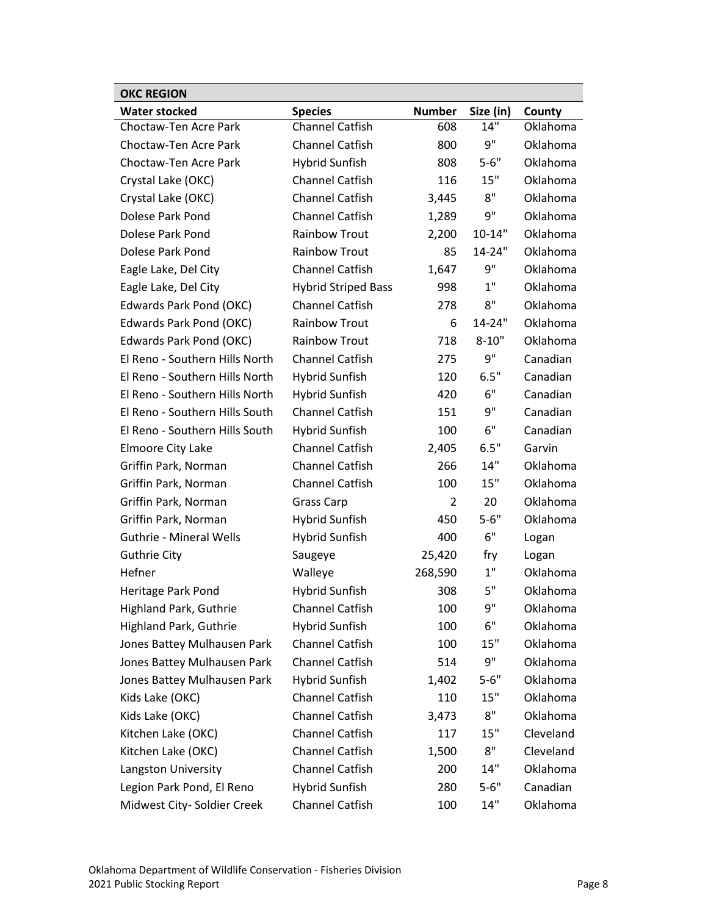| OKC REGION | | | | |
|---|---|---|---|---|
| **Water stocked** | **Species** | **Number** | **Size (in)** | **County** |
| Choctaw-Ten Acre Park | Channel Catfish | 608 | 14" | Oklahoma |
| Choctaw-Ten Acre Park | Channel Catfish | 800 | 9" | Oklahoma |
| Choctaw-Ten Acre Park | Hybrid Sunfish | 808 | 5-6" | Oklahoma |
| Crystal Lake (OKC) | Channel Catfish | 116 | 15" | Oklahoma |
| Crystal Lake (OKC) | Channel Catfish | 3,445 | 8" | Oklahoma |
| Dolese Park Pond | Channel Catfish | 1,289 | 9" | Oklahoma |
| Dolese Park Pond | Rainbow Trout | 2,200 | 10-14" | Oklahoma |
| Dolese Park Pond | Rainbow Trout | 85 | 14-24" | Oklahoma |
| Eagle Lake, Del City | Channel Catfish | 1,647 | 9" | Oklahoma |
| Eagle Lake, Del City | Hybrid Striped Bass | 998 | 1" | Oklahoma |
| Edwards Park Pond (OKC) | Channel Catfish | 278 | 8" | Oklahoma |
| Edwards Park Pond (OKC) | Rainbow Trout | 6 | 14-24" | Oklahoma |
| Edwards Park Pond (OKC) | Rainbow Trout | 718 | 8-10" | Oklahoma |
| El Reno - Southern Hills North | Channel Catfish | 275 | 9" | Canadian |
| El Reno - Southern Hills North | Hybrid Sunfish | 120 | 6.5" | Canadian |
| El Reno - Southern Hills North | Hybrid Sunfish | 420 | 6" | Canadian |
| El Reno - Southern Hills South | Channel Catfish | 151 | 9" | Canadian |
| El Reno - Southern Hills South | Hybrid Sunfish | 100 | 6" | Canadian |
| Elmoore City Lake | Channel Catfish | 2,405 | 6.5" | Garvin |
| Griffin Park, Norman | Channel Catfish | 266 | 14" | Oklahoma |
| Griffin Park, Norman | Channel Catfish | 100 | 15" | Oklahoma |
| Griffin Park, Norman | Grass Carp | 2 | 20 | Oklahoma |
| Griffin Park, Norman | Hybrid Sunfish | 450 | 5-6" | Oklahoma |
| Guthrie - Mineral Wells | Hybrid Sunfish | 400 | 6" | Logan |
| Guthrie City | Saugeye | 25,420 | fry | Logan |
| Hefner | Walleye | 268,590 | 1" | Oklahoma |
| Heritage Park Pond | Hybrid Sunfish | 308 | 5" | Oklahoma |
| Highland Park, Guthrie | Channel Catfish | 100 | 9" | Oklahoma |
| Highland Park, Guthrie | Hybrid Sunfish | 100 | 6" | Oklahoma |
| Jones Battey Mulhausen Park | Channel Catfish | 100 | 15" | Oklahoma |
| Jones Battey Mulhausen Park | Channel Catfish | 514 | 9" | Oklahoma |
| Jones Battey Mulhausen Park | Hybrid Sunfish | 1,402 | 5-6" | Oklahoma |
| Kids Lake (OKC) | Channel Catfish | 110 | 15" | Oklahoma |
| Kids Lake (OKC) | Channel Catfish | 3,473 | 8" | Oklahoma |
| Kitchen Lake (OKC) | Channel Catfish | 117 | 15" | Cleveland |
| Kitchen Lake (OKC) | Channel Catfish | 1,500 | 8" | Cleveland |
| Langston University | Channel Catfish | 200 | 14" | Oklahoma |
| Legion Park Pond, El Reno | Hybrid Sunfish | 280 | 5-6" | Canadian |
| Midwest City- Soldier Creek | Channel Catfish | 100 | 14" | Oklahoma |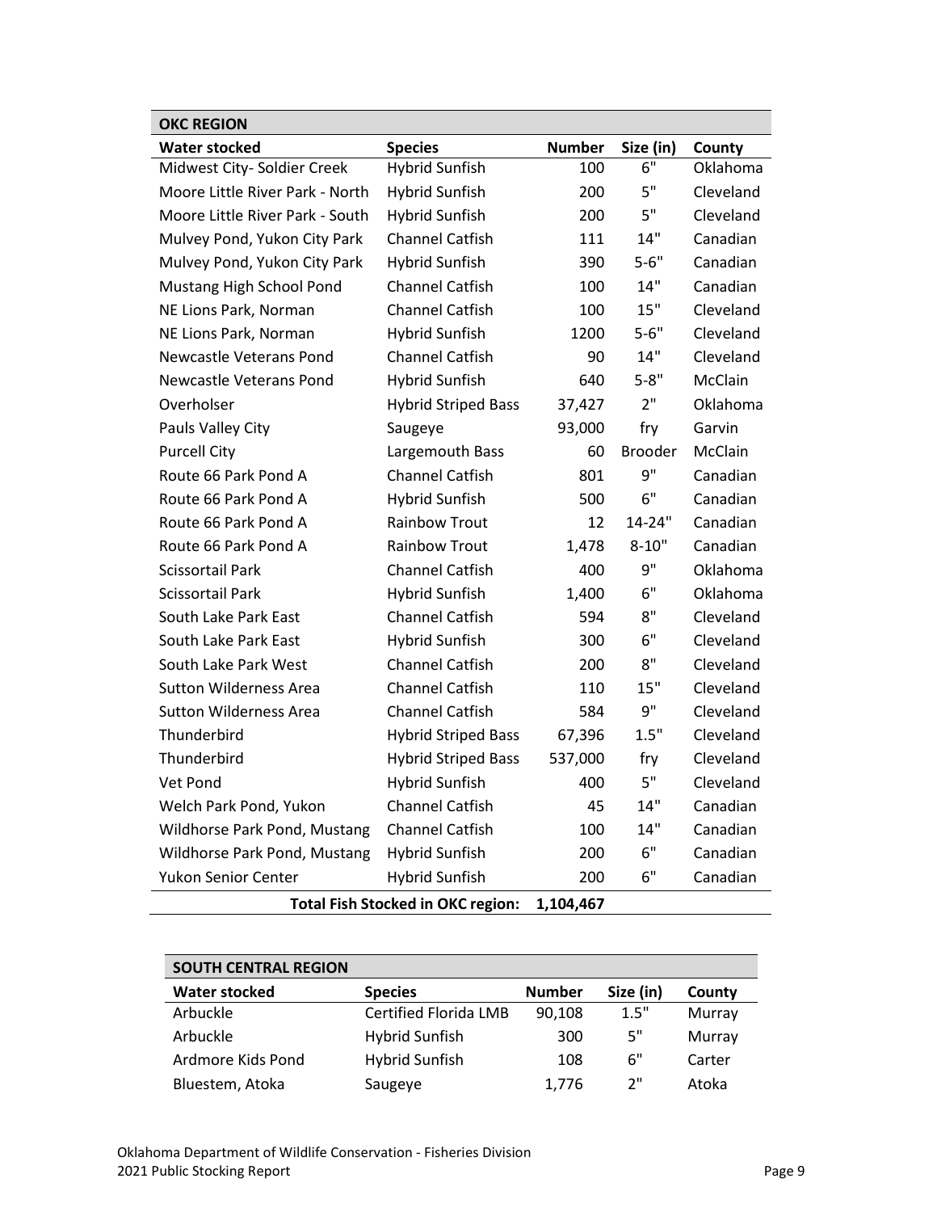## OKC REGION

| Water stocked | Species | Number | Size (in) | County |
|---|---|---|---|---|
| Midwest City- Soldier Creek | Hybrid Sunfish | 100 | 6" | Oklahoma |
| Moore Little River Park - North | Hybrid Sunfish | 200 | 5" | Cleveland |
| Moore Little River Park - South | Hybrid Sunfish | 200 | 5" | Cleveland |
| Mulvey Pond, Yukon City Park | Channel Catfish | 111 | 14" | Canadian |
| Mulvey Pond, Yukon City Park | Hybrid Sunfish | 390 | 5-6" | Canadian |
| Mustang High School Pond | Channel Catfish | 100 | 14" | Canadian |
| NE Lions Park, Norman | Channel Catfish | 100 | 15" | Cleveland |
| NE Lions Park, Norman | Hybrid Sunfish | 1200 | 5-6" | Cleveland |
| Newcastle Veterans Pond | Channel Catfish | 90 | 14" | Cleveland |
| Newcastle Veterans Pond | Hybrid Sunfish | 640 | 5-8" | McClain |
| Overholser | Hybrid Striped Bass | 37,427 | 2" | Oklahoma |
| Pauls Valley City | Saugeye | 93,000 | fry | Garvin |
| Purcell City | Largemouth Bass | 60 | Brooder | McClain |
| Route 66 Park Pond A | Channel Catfish | 801 | 9" | Canadian |
| Route 66 Park Pond A | Hybrid Sunfish | 500 | 6" | Canadian |
| Route 66 Park Pond A | Rainbow Trout | 12 | 14-24" | Canadian |
| Route 66 Park Pond A | Rainbow Trout | 1,478 | 8-10" | Canadian |
| Scissortail Park | Channel Catfish | 400 | 9" | Oklahoma |
| Scissortail Park | Hybrid Sunfish | 1,400 | 6" | Oklahoma |
| South Lake Park East | Channel Catfish | 594 | 8" | Cleveland |
| South Lake Park East | Hybrid Sunfish | 300 | 6" | Cleveland |
| South Lake Park West | Channel Catfish | 200 | 8" | Cleveland |
| Sutton Wilderness Area | Channel Catfish | 110 | 15" | Cleveland |
| Sutton Wilderness Area | Channel Catfish | 584 | 9" | Cleveland |
| Thunderbird | Hybrid Striped Bass | 67,396 | 1.5" | Cleveland |
| Thunderbird | Hybrid Striped Bass | 537,000 | fry | Cleveland |
| Vet Pond | Hybrid Sunfish | 400 | 5" | Cleveland |
| Welch Park Pond, Yukon | Channel Catfish | 45 | 14" | Canadian |
| Wildhorse Park Pond, Mustang | Channel Catfish | 100 | 14" | Canadian |
| Wildhorse Park Pond, Mustang | Hybrid Sunfish | 200 | 6" | Canadian |
| Yukon Senior Center | Hybrid Sunfish | 200 | 6" | Canadian |
| | **Total Fish Stocked in OKC region:** | **1,104,467** | | |

## SOUTH CENTRAL REGION

| Water stocked | Species | Number | Size (in) | County |
|---|---|---|---|---|
| Arbuckle | Certified Florida LMB | 90,108 | 1.5" | Murray |
| Arbuckle | Hybrid Sunfish | 300 | 5" | Murray |
| Ardmore Kids Pond | Hybrid Sunfish | 108 | 6" | Carter |
| Bluestem, Atoka | Saugeye | 1,776 | 2" | Atoka |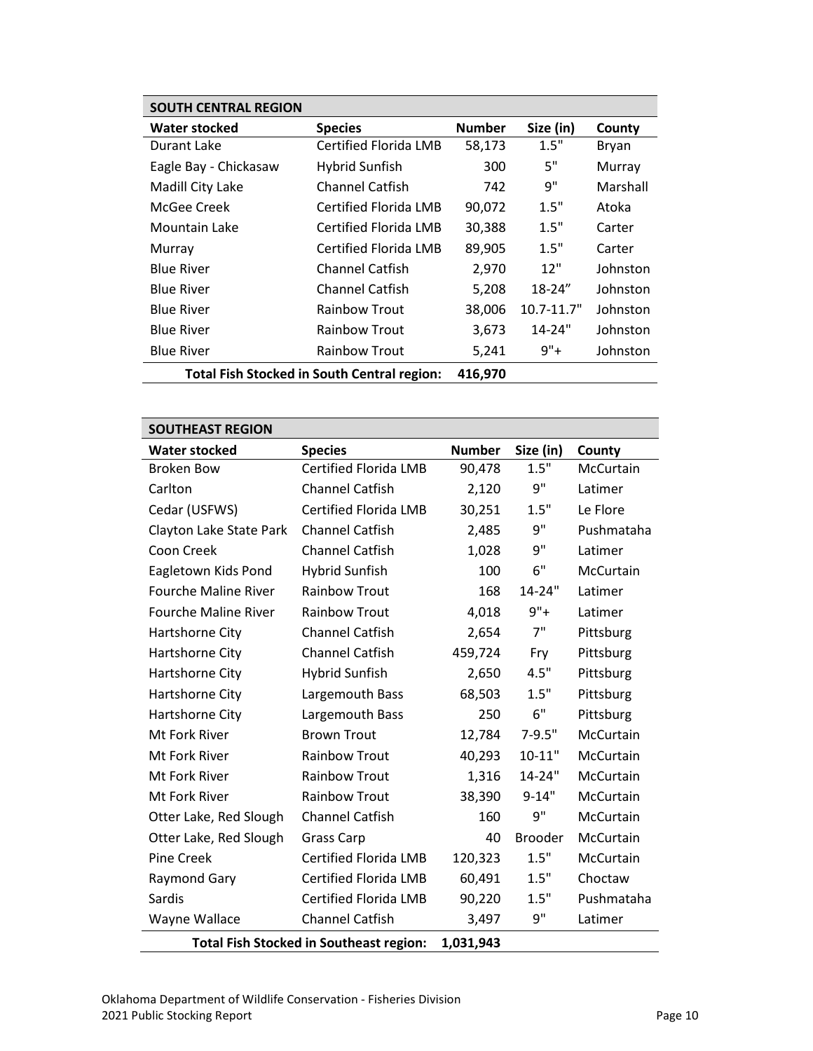| SOUTH CENTRAL REGION | | | | |
|---|---|---|---|---|
| **Water stocked** | **Species** | **Number** | **Size (in)** | **County** |
| Durant Lake | Certified Florida LMB | 58,173 | 1.5" | Bryan |
| Eagle Bay - Chickasaw | Hybrid Sunfish | 300 | 5" | Murray |
| Madill City Lake | Channel Catfish | 742 | 9" | Marshall |
| McGee Creek | Certified Florida LMB | 90,072 | 1.5" | Atoka |
| Mountain Lake | Certified Florida LMB | 30,388 | 1.5" | Carter |
| Murray | Certified Florida LMB | 89,905 | 1.5" | Carter |
| Blue River | Channel Catfish | 2,970 | 12" | Johnston |
| Blue River | Channel Catfish | 5,208 | 18-24" | Johnston |
| Blue River | Rainbow Trout | 38,006 | 10.7-11.7" | Johnston |
| Blue River | Rainbow Trout | 3,673 | 14-24" | Johnston |
| Blue River | Rainbow Trout | 5,241 | 9"+ | Johnston |
| | **Total Fish Stocked in South Central region:** | **416,970** | | |

| SOUTHEAST REGION | | | | |
|---|---|---|---|---|
| **Water stocked** | **Species** | **Number** | **Size (in)** | **County** |
| Broken Bow | Certified Florida LMB | 90,478 | 1.5" | McCurtain |
| Carlton | Channel Catfish | 2,120 | 9" | Latimer |
| Cedar (USFWS) | Certified Florida LMB | 30,251 | 1.5" | Le Flore |
| Clayton Lake State Park | Channel Catfish | 2,485 | 9" | Pushmataha |
| Coon Creek | Channel Catfish | 1,028 | 9" | Latimer |
| Eagletown Kids Pond | Hybrid Sunfish | 100 | 6" | McCurtain |
| Fourche Maline River | Rainbow Trout | 168 | 14-24" | Latimer |
| Fourche Maline River | Rainbow Trout | 4,018 | 9"+ | Latimer |
| Hartshorne City | Channel Catfish | 2,654 | 7" | Pittsburg |
| Hartshorne City | Channel Catfish | 459,724 | Fry | Pittsburg |
| Hartshorne City | Hybrid Sunfish | 2,650 | 4.5" | Pittsburg |
| Hartshorne City | Largemouth Bass | 68,503 | 1.5" | Pittsburg |
| Hartshorne City | Largemouth Bass | 250 | 6" | Pittsburg |
| Mt Fork River | Brown Trout | 12,784 | 7-9.5" | McCurtain |
| Mt Fork River | Rainbow Trout | 40,293 | 10-11" | McCurtain |
| Mt Fork River | Rainbow Trout | 1,316 | 14-24" | McCurtain |
| Mt Fork River | Rainbow Trout | 38,390 | 9-14" | McCurtain |
| Otter Lake, Red Slough | Channel Catfish | 160 | 9" | McCurtain |
| Otter Lake, Red Slough | Grass Carp | 40 | Brooder | McCurtain |
| Pine Creek | Certified Florida LMB | 120,323 | 1.5" | McCurtain |
| Raymond Gary | Certified Florida LMB | 60,491 | 1.5" | Choctaw |
| Sardis | Certified Florida LMB | 90,220 | 1.5" | Pushmataha |
| Wayne Wallace | Channel Catfish | 3,497 | 9" | Latimer |
| | **Total Fish Stocked in Southeast region:** | **1,031,943** | | |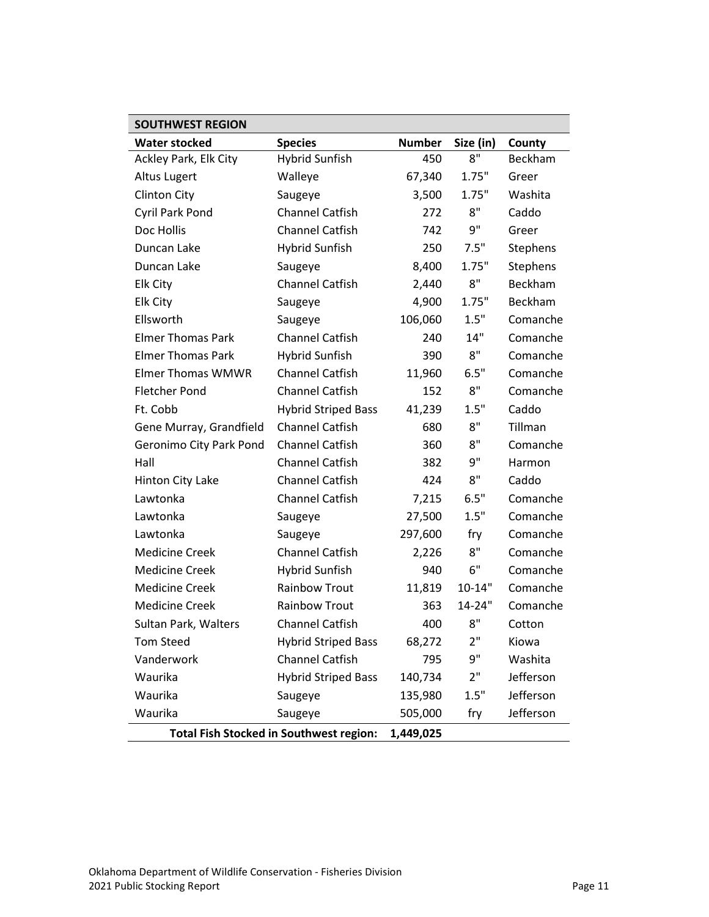| SOUTHWEST REGION | | | | |
|---|---|---|---|---|
| **Water stocked** | **Species** | **Number** | **Size (in)** | **County** |
| Ackley Park, Elk City | Hybrid Sunfish | 450 | 8" | Beckham |
| Altus Lugert | Walleye | 67,340 | 1.75" | Greer |
| Clinton City | Saugeye | 3,500 | 1.75" | Washita |
| Cyril Park Pond | Channel Catfish | 272 | 8" | Caddo |
| Doc Hollis | Channel Catfish | 742 | 9" | Greer |
| Duncan Lake | Hybrid Sunfish | 250 | 7.5" | Stephens |
| Duncan Lake | Saugeye | 8,400 | 1.75" | Stephens |
| Elk City | Channel Catfish | 2,440 | 8" | Beckham |
| Elk City | Saugeye | 4,900 | 1.75" | Beckham |
| Ellsworth | Saugeye | 106,060 | 1.5" | Comanche |
| Elmer Thomas Park | Channel Catfish | 240 | 14" | Comanche |
| Elmer Thomas Park | Hybrid Sunfish | 390 | 8" | Comanche |
| Elmer Thomas WMWR | Channel Catfish | 11,960 | 6.5" | Comanche |
| Fletcher Pond | Channel Catfish | 152 | 8" | Comanche |
| Ft. Cobb | Hybrid Striped Bass | 41,239 | 1.5" | Caddo |
| Gene Murray, Grandfield | Channel Catfish | 680 | 8" | Tillman |
| Geronimo City Park Pond | Channel Catfish | 360 | 8" | Comanche |
| Hall | Channel Catfish | 382 | 9" | Harmon |
| Hinton City Lake | Channel Catfish | 424 | 8" | Caddo |
| Lawtonka | Channel Catfish | 7,215 | 6.5" | Comanche |
| Lawtonka | Saugeye | 27,500 | 1.5" | Comanche |
| Lawtonka | Saugeye | 297,600 | fry | Comanche |
| Medicine Creek | Channel Catfish | 2,226 | 8" | Comanche |
| Medicine Creek | Hybrid Sunfish | 940 | 6" | Comanche |
| Medicine Creek | Rainbow Trout | 11,819 | 10-14" | Comanche |
| Medicine Creek | Rainbow Trout | 363 | 14-24" | Comanche |
| Sultan Park, Walters | Channel Catfish | 400 | 8" | Cotton |
| Tom Steed | Hybrid Striped Bass | 68,272 | 2" | Kiowa |
| Vanderwork | Channel Catfish | 795 | 9" | Washita |
| Waurika | Hybrid Striped Bass | 140,734 | 2" | Jefferson |
| Waurika | Saugeye | 135,980 | 1.5" | Jefferson |
| Waurika | Saugeye | 505,000 | fry | Jefferson |
| **Total Fish Stocked in Southwest region:** | | **1,449,025** | | |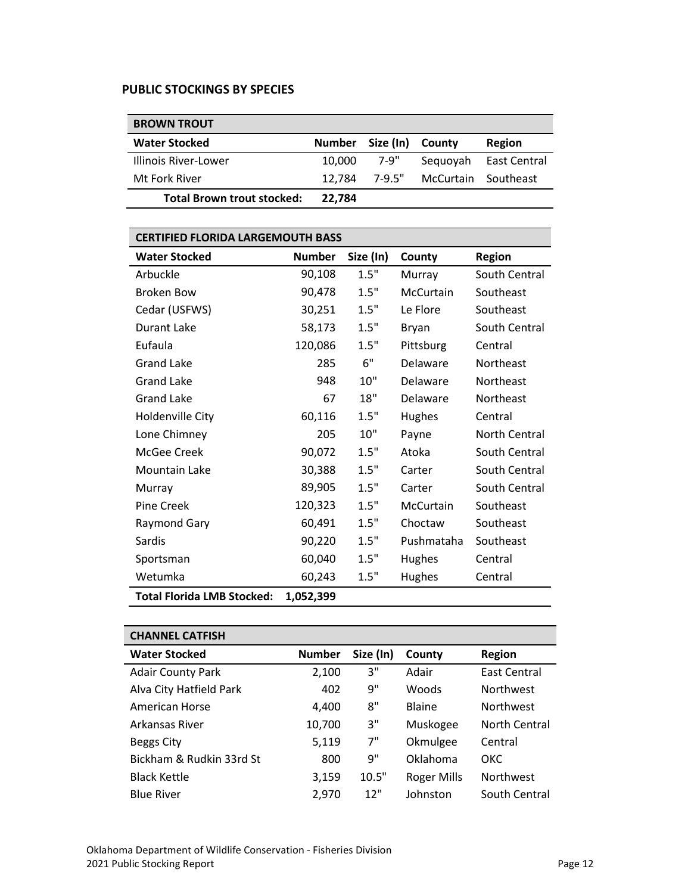## PUBLIC STOCKINGS BY SPECIES

| BROWN TROUT | | | | |
|---|---|---|---|---|
| **Water Stocked** | **Number** | **Size (In)** | **County** | **Region** |
| Illinois River-Lower | 10,000 | 7-9" | Sequoyah | East Central |
| Mt Fork River | 12,784 | 7-9.5" | McCurtain | Southeast |
| **Total Brown trout stocked:** | **22,784** | | | |

| CERTIFIED FLORIDA LARGEMOUTH BASS | | | | |
|---|---|---|---|---|
| **Water Stocked** | **Number** | **Size (In)** | **County** | **Region** |
| Arbuckle | 90,108 | 1.5" | Murray | South Central |
| Broken Bow | 90,478 | 1.5" | McCurtain | Southeast |
| Cedar (USFWS) | 30,251 | 1.5" | Le Flore | Southeast |
| Durant Lake | 58,173 | 1.5" | Bryan | South Central |
| Eufaula | 120,086 | 1.5" | Pittsburg | Central |
| Grand Lake | 285 | 6" | Delaware | Northeast |
| Grand Lake | 948 | 10" | Delaware | Northeast |
| Grand Lake | 67 | 18" | Delaware | Northeast |
| Holdenville City | 60,116 | 1.5" | Hughes | Central |
| Lone Chimney | 205 | 10" | Payne | North Central |
| McGee Creek | 90,072 | 1.5" | Atoka | South Central |
| Mountain Lake | 30,388 | 1.5" | Carter | South Central |
| Murray | 89,905 | 1.5" | Carter | South Central |
| Pine Creek | 120,323 | 1.5" | McCurtain | Southeast |
| Raymond Gary | 60,491 | 1.5" | Choctaw | Southeast |
| Sardis | 90,220 | 1.5" | Pushmataha | Southeast |
| Sportsman | 60,040 | 1.5" | Hughes | Central |
| Wetumka | 60,243 | 1.5" | Hughes | Central |
| **Total Florida LMB Stocked:** | **1,052,399** | | | |

| CHANNEL CATFISH | | | | |
|---|---|---|---|---|
| **Water Stocked** | **Number** | **Size (In)** | **County** | **Region** |
| Adair County Park | 2,100 | 3" | Adair | East Central |
| Alva City Hatfield Park | 402 | 9" | Woods | Northwest |
| American Horse | 4,400 | 8" | Blaine | Northwest |
| Arkansas River | 10,700 | 3" | Muskogee | North Central |
| Beggs City | 5,119 | 7" | Okmulgee | Central |
| Bickham & Rudkin 33rd St | 800 | 9" | Oklahoma | OKC |
| Black Kettle | 3,159 | 10.5" | Roger Mills | Northwest |
| Blue River | 2,970 | 12" | Johnston | South Central |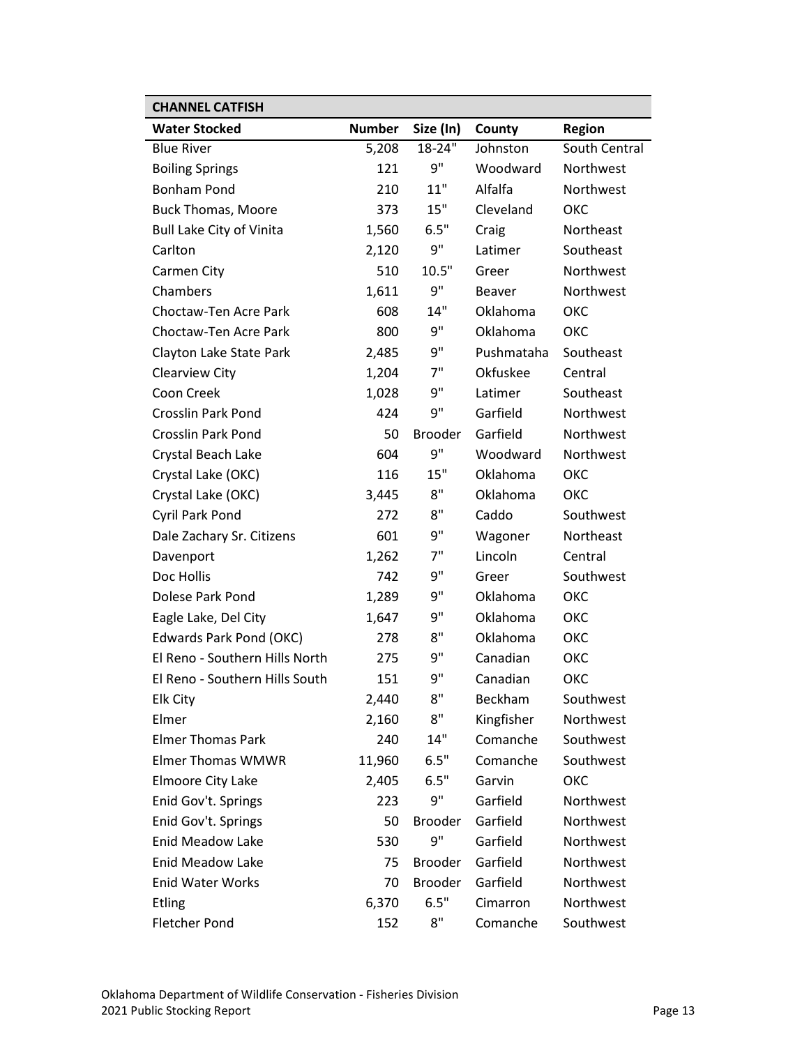| CHANNEL CATFISH | | | | |
|---|---|---|---|---|
| **Water Stocked** | **Number** | **Size (In)** | **County** | **Region** |
| Blue River | 5,208 | 18-24" | Johnston | South Central |
| Boiling Springs | 121 | 9" | Woodward | Northwest |
| Bonham Pond | 210 | 11" | Alfalfa | Northwest |
| Buck Thomas, Moore | 373 | 15" | Cleveland | OKC |
| Bull Lake City of Vinita | 1,560 | 6.5" | Craig | Northeast |
| Carlton | 2,120 | 9" | Latimer | Southeast |
| Carmen City | 510 | 10.5" | Greer | Northwest |
| Chambers | 1,611 | 9" | Beaver | Northwest |
| Choctaw-Ten Acre Park | 608 | 14" | Oklahoma | OKC |
| Choctaw-Ten Acre Park | 800 | 9" | Oklahoma | OKC |
| Clayton Lake State Park | 2,485 | 9" | Pushmataha | Southeast |
| Clearview City | 1,204 | 7" | Okfuskee | Central |
| Coon Creek | 1,028 | 9" | Latimer | Southeast |
| Crosslin Park Pond | 424 | 9" | Garfield | Northwest |
| Crosslin Park Pond | 50 | Brooder | Garfield | Northwest |
| Crystal Beach Lake | 604 | 9" | Woodward | Northwest |
| Crystal Lake (OKC) | 116 | 15" | Oklahoma | OKC |
| Crystal Lake (OKC) | 3,445 | 8" | Oklahoma | OKC |
| Cyril Park Pond | 272 | 8" | Caddo | Southwest |
| Dale Zachary Sr. Citizens | 601 | 9" | Wagoner | Northeast |
| Davenport | 1,262 | 7" | Lincoln | Central |
| Doc Hollis | 742 | 9" | Greer | Southwest |
| Dolese Park Pond | 1,289 | 9" | Oklahoma | OKC |
| Eagle Lake, Del City | 1,647 | 9" | Oklahoma | OKC |
| Edwards Park Pond (OKC) | 278 | 8" | Oklahoma | OKC |
| El Reno - Southern Hills North | 275 | 9" | Canadian | OKC |
| El Reno - Southern Hills South | 151 | 9" | Canadian | OKC |
| Elk City | 2,440 | 8" | Beckham | Southwest |
| Elmer | 2,160 | 8" | Kingfisher | Northwest |
| Elmer Thomas Park | 240 | 14" | Comanche | Southwest |
| Elmer Thomas WMWR | 11,960 | 6.5" | Comanche | Southwest |
| Elmoore City Lake | 2,405 | 6.5" | Garvin | OKC |
| Enid Gov't. Springs | 223 | 9" | Garfield | Northwest |
| Enid Gov't. Springs | 50 | Brooder | Garfield | Northwest |
| Enid Meadow Lake | 530 | 9" | Garfield | Northwest |
| Enid Meadow Lake | 75 | Brooder | Garfield | Northwest |
| Enid Water Works | 70 | Brooder | Garfield | Northwest |
| Etling | 6,370 | 6.5" | Cimarron | Northwest |
| Fletcher Pond | 152 | 8" | Comanche | Southwest |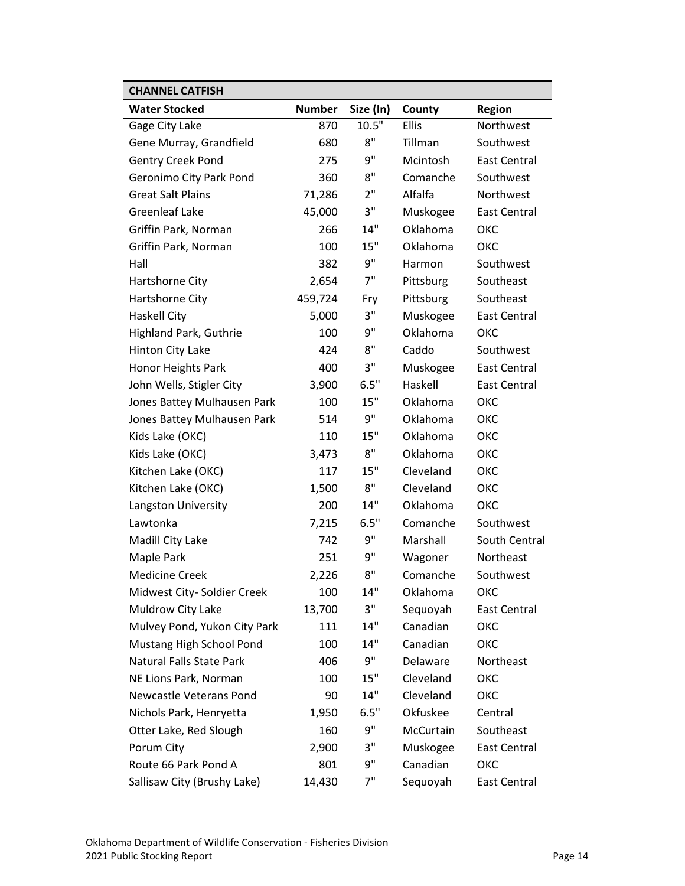| CHANNEL CATFISH | | | | |
|---|---|---|---|---|
| **Water Stocked** | **Number** | **Size (In)** | **County** | **Region** |
| Gage City Lake | 870 | 10.5" | Ellis | Northwest |
| Gene Murray, Grandfield | 680 | 8" | Tillman | Southwest |
| Gentry Creek Pond | 275 | 9" | Mcintosh | East Central |
| Geronimo City Park Pond | 360 | 8" | Comanche | Southwest |
| Great Salt Plains | 71,286 | 2" | Alfalfa | Northwest |
| Greenleaf Lake | 45,000 | 3" | Muskogee | East Central |
| Griffin Park, Norman | 266 | 14" | Oklahoma | OKC |
| Griffin Park, Norman | 100 | 15" | Oklahoma | OKC |
| Hall | 382 | 9" | Harmon | Southwest |
| Hartshorne City | 2,654 | 7" | Pittsburg | Southeast |
| Hartshorne City | 459,724 | Fry | Pittsburg | Southeast |
| Haskell City | 5,000 | 3" | Muskogee | East Central |
| Highland Park, Guthrie | 100 | 9" | Oklahoma | OKC |
| Hinton City Lake | 424 | 8" | Caddo | Southwest |
| Honor Heights Park | 400 | 3" | Muskogee | East Central |
| John Wells, Stigler City | 3,900 | 6.5" | Haskell | East Central |
| Jones Battey Mulhausen Park | 100 | 15" | Oklahoma | OKC |
| Jones Battey Mulhausen Park | 514 | 9" | Oklahoma | OKC |
| Kids Lake (OKC) | 110 | 15" | Oklahoma | OKC |
| Kids Lake (OKC) | 3,473 | 8" | Oklahoma | OKC |
| Kitchen Lake (OKC) | 117 | 15" | Cleveland | OKC |
| Kitchen Lake (OKC) | 1,500 | 8" | Cleveland | OKC |
| Langston University | 200 | 14" | Oklahoma | OKC |
| Lawtonka | 7,215 | 6.5" | Comanche | Southwest |
| Madill City Lake | 742 | 9" | Marshall | South Central |
| Maple Park | 251 | 9" | Wagoner | Northeast |
| Medicine Creek | 2,226 | 8" | Comanche | Southwest |
| Midwest City- Soldier Creek | 100 | 14" | Oklahoma | OKC |
| Muldrow City Lake | 13,700 | 3" | Sequoyah | East Central |
| Mulvey Pond, Yukon City Park | 111 | 14" | Canadian | OKC |
| Mustang High School Pond | 100 | 14" | Canadian | OKC |
| Natural Falls State Park | 406 | 9" | Delaware | Northeast |
| NE Lions Park, Norman | 100 | 15" | Cleveland | OKC |
| Newcastle Veterans Pond | 90 | 14" | Cleveland | OKC |
| Nichols Park, Henryetta | 1,950 | 6.5" | Okfuskee | Central |
| Otter Lake, Red Slough | 160 | 9" | McCurtain | Southeast |
| Porum City | 2,900 | 3" | Muskogee | East Central |
| Route 66 Park Pond A | 801 | 9" | Canadian | OKC |
| Sallisaw City (Brushy Lake) | 14,430 | 7" | Sequoyah | East Central |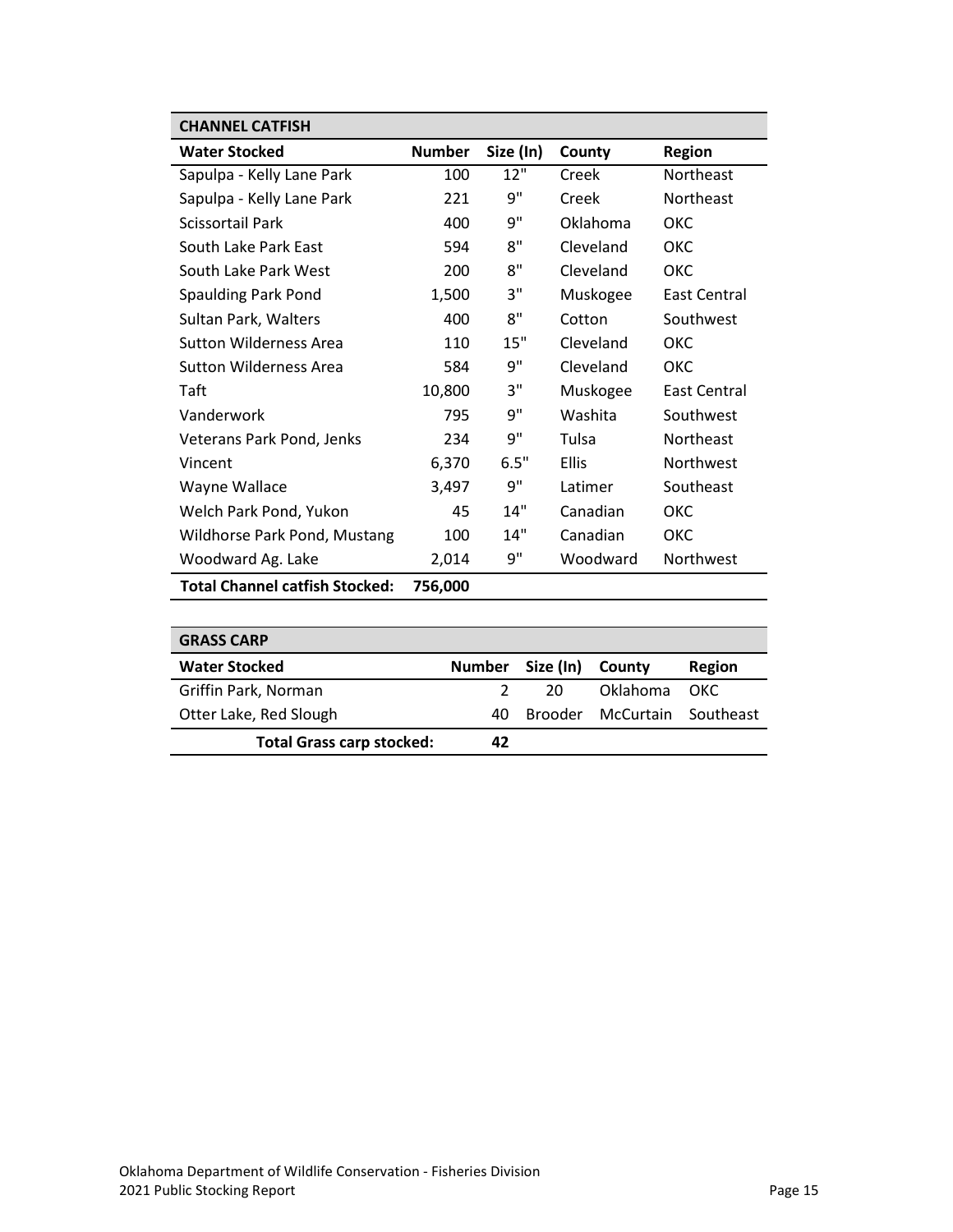| CHANNEL CATFISH | | | | |
|---|---|---|---|---|
| **Water Stocked** | **Number** | **Size (In)** | **County** | **Region** |
| Sapulpa - Kelly Lane Park | 100 | 12" | Creek | Northeast |
| Sapulpa - Kelly Lane Park | 221 | 9" | Creek | Northeast |
| Scissortail Park | 400 | 9" | Oklahoma | OKC |
| South Lake Park East | 594 | 8" | Cleveland | OKC |
| South Lake Park West | 200 | 8" | Cleveland | OKC |
| Spaulding Park Pond | 1,500 | 3" | Muskogee | East Central |
| Sultan Park, Walters | 400 | 8" | Cotton | Southwest |
| Sutton Wilderness Area | 110 | 15" | Cleveland | OKC |
| Sutton Wilderness Area | 584 | 9" | Cleveland | OKC |
| Taft | 10,800 | 3" | Muskogee | East Central |
| Vanderwork | 795 | 9" | Washita | Southwest |
| Veterans Park Pond, Jenks | 234 | 9" | Tulsa | Northeast |
| Vincent | 6,370 | 6.5" | Ellis | Northwest |
| Wayne Wallace | 3,497 | 9" | Latimer | Southeast |
| Welch Park Pond, Yukon | 45 | 14" | Canadian | OKC |
| Wildhorse Park Pond, Mustang | 100 | 14" | Canadian | OKC |
| Woodward Ag. Lake | 2,014 | 9" | Woodward | Northwest |
| **Total Channel catfish Stocked:** | **756,000** | | | |

| GRASS CARP | | | | |
|---|---|---|---|---|
| **Water Stocked** | **Number** | **Size (In)** | **County** | **Region** |
| Griffin Park, Norman | 2 | 20 | Oklahoma | OKC |
| Otter Lake, Red Slough | 40 | Brooder | McCurtain | Southeast |
| **Total Grass carp stocked:** | **42** | | | |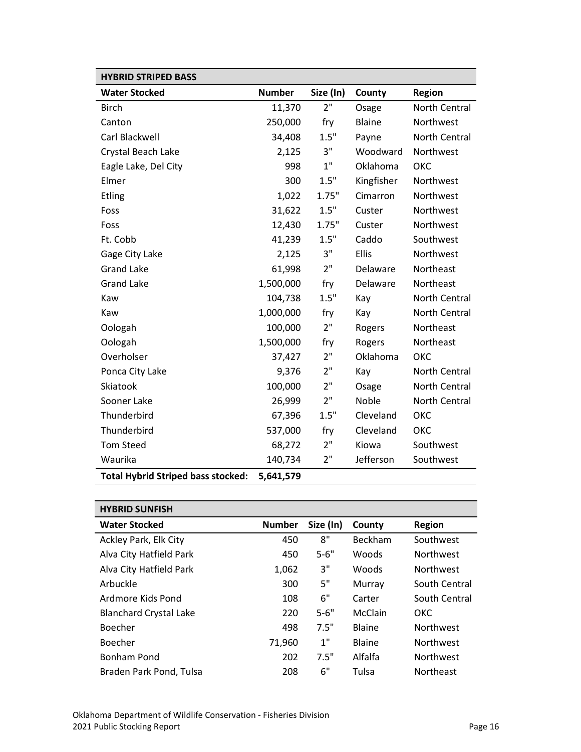| HYBRID STRIPED BASS | | | | |
|---|---|---|---|---|
| **Water Stocked** | **Number** | **Size (In)** | **County** | **Region** |
| Birch | 11,370 | 2" | Osage | North Central |
| Canton | 250,000 | fry | Blaine | Northwest |
| Carl Blackwell | 34,408 | 1.5" | Payne | North Central |
| Crystal Beach Lake | 2,125 | 3" | Woodward | Northwest |
| Eagle Lake, Del City | 998 | 1" | Oklahoma | OKC |
| Elmer | 300 | 1.5" | Kingfisher | Northwest |
| Etling | 1,022 | 1.75" | Cimarron | Northwest |
| Foss | 31,622 | 1.5" | Custer | Northwest |
| Foss | 12,430 | 1.75" | Custer | Northwest |
| Ft. Cobb | 41,239 | 1.5" | Caddo | Southwest |
| Gage City Lake | 2,125 | 3" | Ellis | Northwest |
| Grand Lake | 61,998 | 2" | Delaware | Northeast |
| Grand Lake | 1,500,000 | fry | Delaware | Northeast |
| Kaw | 104,738 | 1.5" | Kay | North Central |
| Kaw | 1,000,000 | fry | Kay | North Central |
| Oologah | 100,000 | 2" | Rogers | Northeast |
| Oologah | 1,500,000 | fry | Rogers | Northeast |
| Overholser | 37,427 | 2" | Oklahoma | OKC |
| Ponca City Lake | 9,376 | 2" | Kay | North Central |
| Skiatook | 100,000 | 2" | Osage | North Central |
| Sooner Lake | 26,999 | 2" | Noble | North Central |
| Thunderbird | 67,396 | 1.5" | Cleveland | OKC |
| Thunderbird | 537,000 | fry | Cleveland | OKC |
| Tom Steed | 68,272 | 2" | Kiowa | Southwest |
| Waurika | 140,734 | 2" | Jefferson | Southwest |
| **Total Hybrid Striped bass stocked:** | **5,641,579** | | | |

| HYBRID SUNFISH | | | | |
|---|---|---|---|---|
| **Water Stocked** | **Number** | **Size (In)** | **County** | **Region** |
| Ackley Park, Elk City | 450 | 8" | Beckham | Southwest |
| Alva City Hatfield Park | 450 | 5-6" | Woods | Northwest |
| Alva City Hatfield Park | 1,062 | 3" | Woods | Northwest |
| Arbuckle | 300 | 5" | Murray | South Central |
| Ardmore Kids Pond | 108 | 6" | Carter | South Central |
| Blanchard Crystal Lake | 220 | 5-6" | McClain | OKC |
| Boecher | 498 | 7.5" | Blaine | Northwest |
| Boecher | 71,960 | 1" | Blaine | Northwest |
| Bonham Pond | 202 | 7.5" | Alfalfa | Northwest |
| Braden Park Pond, Tulsa | 208 | 6" | Tulsa | Northeast |

Oklahoma Department of Wildlife Conservation - Fisheries Division
2021 Public Stocking Report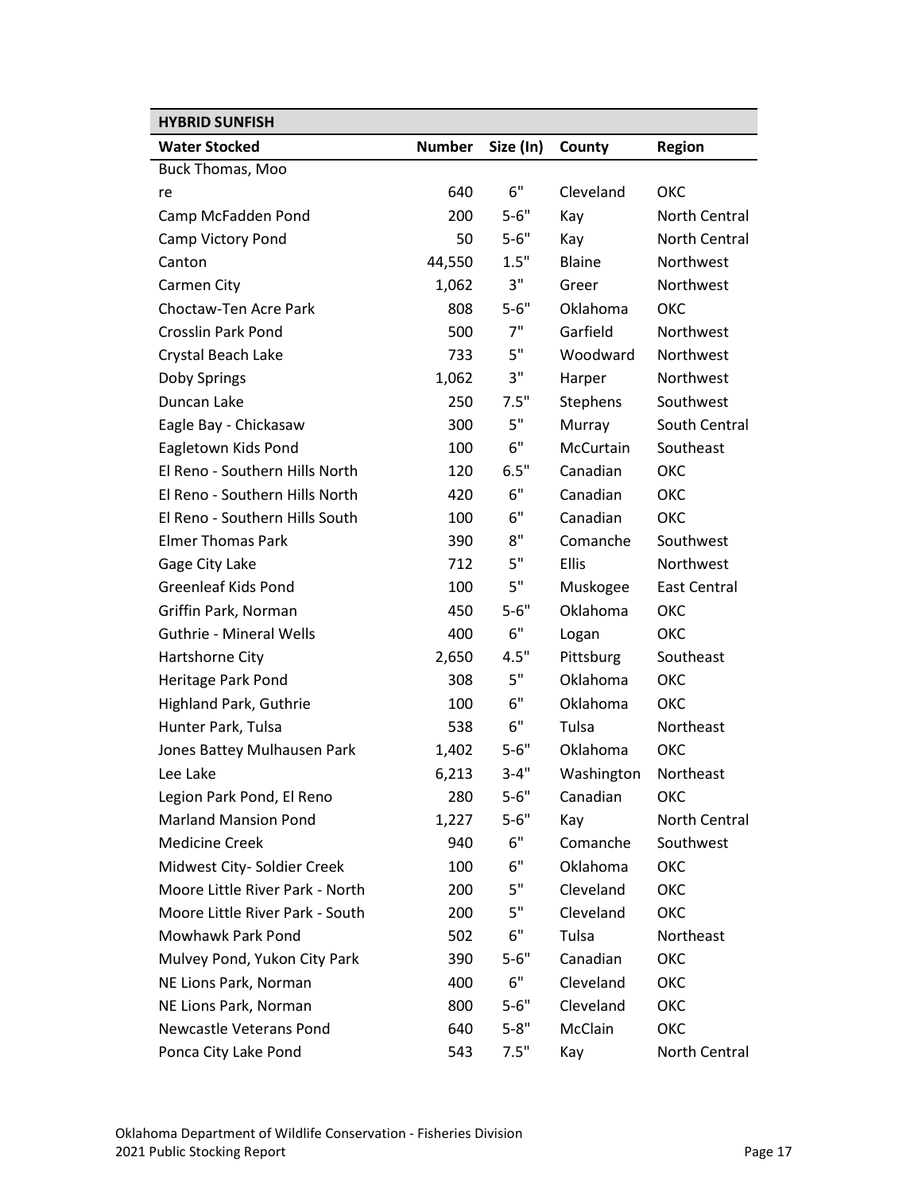| HYBRID SUNFISH | | | | |
|---|---|---|---|---|
| **Water Stocked** | **Number** | **Size (In)** | **County** | **Region** |
| Buck Thomas, Moore | 640 | 6" | Cleveland | OKC |
| Camp McFadden Pond | 200 | 5-6" | Kay | North Central |
| Camp Victory Pond | 50 | 5-6" | Kay | North Central |
| Canton | 44,550 | 1.5" | Blaine | Northwest |
| Carmen City | 1,062 | 3" | Greer | Northwest |
| Choctaw-Ten Acre Park | 808 | 5-6" | Oklahoma | OKC |
| Crosslin Park Pond | 500 | 7" | Garfield | Northwest |
| Crystal Beach Lake | 733 | 5" | Woodward | Northwest |
| Doby Springs | 1,062 | 3" | Harper | Northwest |
| Duncan Lake | 250 | 7.5" | Stephens | Southwest |
| Eagle Bay - Chickasaw | 300 | 5" | Murray | South Central |
| Eagletown Kids Pond | 100 | 6" | McCurtain | Southeast |
| El Reno - Southern Hills North | 120 | 6.5" | Canadian | OKC |
| El Reno - Southern Hills North | 420 | 6" | Canadian | OKC |
| El Reno - Southern Hills South | 100 | 6" | Canadian | OKC |
| Elmer Thomas Park | 390 | 8" | Comanche | Southwest |
| Gage City Lake | 712 | 5" | Ellis | Northwest |
| Greenleaf Kids Pond | 100 | 5" | Muskogee | East Central |
| Griffin Park, Norman | 450 | 5-6" | Oklahoma | OKC |
| Guthrie - Mineral Wells | 400 | 6" | Logan | OKC |
| Hartshorne City | 2,650 | 4.5" | Pittsburg | Southeast |
| Heritage Park Pond | 308 | 5" | Oklahoma | OKC |
| Highland Park, Guthrie | 100 | 6" | Oklahoma | OKC |
| Hunter Park, Tulsa | 538 | 6" | Tulsa | Northeast |
| Jones Battey Mulhausen Park | 1,402 | 5-6" | Oklahoma | OKC |
| Lee Lake | 6,213 | 3-4" | Washington | Northeast |
| Legion Park Pond, El Reno | 280 | 5-6" | Canadian | OKC |
| Marland Mansion Pond | 1,227 | 5-6" | Kay | North Central |
| Medicine Creek | 940 | 6" | Comanche | Southwest |
| Midwest City- Soldier Creek | 100 | 6" | Oklahoma | OKC |
| Moore Little River Park - North | 200 | 5" | Cleveland | OKC |
| Moore Little River Park - South | 200 | 5" | Cleveland | OKC |
| Mowhawk Park Pond | 502 | 6" | Tulsa | Northeast |
| Mulvey Pond, Yukon City Park | 390 | 5-6" | Canadian | OKC |
| NE Lions Park, Norman | 400 | 6" | Cleveland | OKC |
| NE Lions Park, Norman | 800 | 5-6" | Cleveland | OKC |
| Newcastle Veterans Pond | 640 | 5-8" | McClain | OKC |
| Ponca City Lake Pond | 543 | 7.5" | Kay | North Central |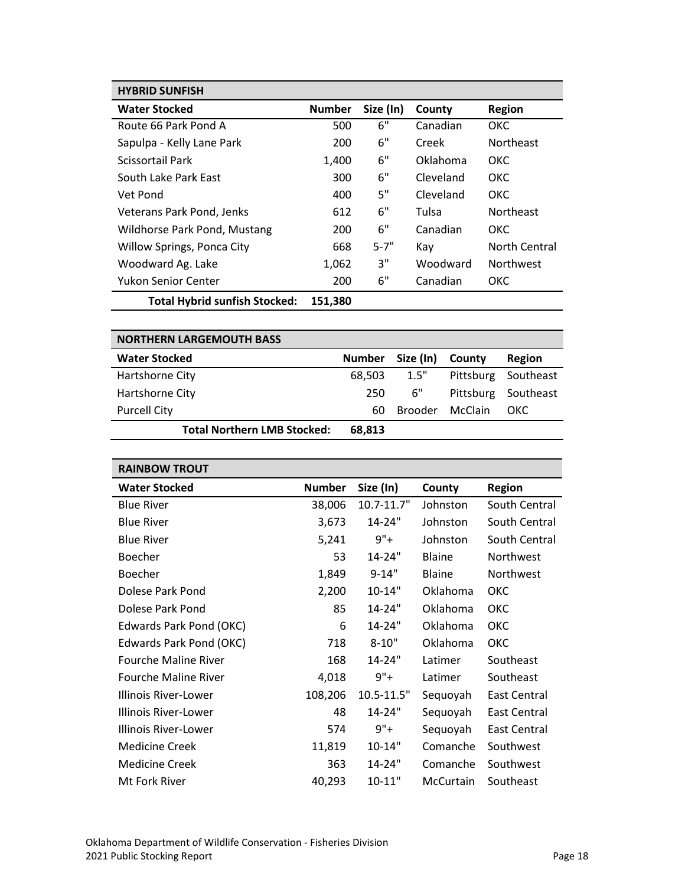| HYBRID SUNFISH | | | | |
| --- | --- | --- | --- | --- |
| **Water Stocked** | **Number** | **Size (In)** | **County** | **Region** |
| Route 66 Park Pond A | 500 | 6" | Canadian | OKC |
| Sapulpa - Kelly Lane Park | 200 | 6" | Creek | Northeast |
| Scissortail Park | 1,400 | 6" | Oklahoma | OKC |
| South Lake Park East | 300 | 6" | Cleveland | OKC |
| Vet Pond | 400 | 5" | Cleveland | OKC |
| Veterans Park Pond, Jenks | 612 | 6" | Tulsa | Northeast |
| Wildhorse Park Pond, Mustang | 200 | 6" | Canadian | OKC |
| Willow Springs, Ponca City | 668 | 5-7" | Kay | North Central |
| Woodward Ag. Lake | 1,062 | 3" | Woodward | Northwest |
| Yukon Senior Center | 200 | 6" | Canadian | OKC |
| **Total Hybrid sunfish Stocked:** | **151,380** | | | |

| NORTHERN LARGEMOUTH BASS | | | | |
| --- | --- | --- | --- | --- |
| **Water Stocked** | **Number** | **Size (In)** | **County** | **Region** |
| Hartshorne City | 68,503 | 1.5" | Pittsburg | Southeast |
| Hartshorne City | 250 | 6" | Pittsburg | Southeast |
| Purcell City | 60 | Brooder | McClain | OKC |
| **Total Northern LMB Stocked:** | **68,813** | | | |

| RAINBOW TROUT | | | | |
| --- | --- | --- | --- | --- |
| **Water Stocked** | **Number** | **Size (In)** | **County** | **Region** |
| Blue River | 38,006 | 10.7-11.7" | Johnston | South Central |
| Blue River | 3,673 | 14-24" | Johnston | South Central |
| Blue River | 5,241 | 9"+ | Johnston | South Central |
| Boecher | 53 | 14-24" | Blaine | Northwest |
| Boecher | 1,849 | 9-14" | Blaine | Northwest |
| Dolese Park Pond | 2,200 | 10-14" | Oklahoma | OKC |
| Dolese Park Pond | 85 | 14-24" | Oklahoma | OKC |
| Edwards Park Pond (OKC) | 6 | 14-24" | Oklahoma | OKC |
| Edwards Park Pond (OKC) | 718 | 8-10" | Oklahoma | OKC |
| Fourche Maline River | 168 | 14-24" | Latimer | Southeast |
| Fourche Maline River | 4,018 | 9"+ | Latimer | Southeast |
| Illinois River-Lower | 108,206 | 10.5-11.5" | Sequoyah | East Central |
| Illinois River-Lower | 48 | 14-24" | Sequoyah | East Central |
| Illinois River-Lower | 574 | 9"+ | Sequoyah | East Central |
| Medicine Creek | 11,819 | 10-14" | Comanche | Southwest |
| Medicine Creek | 363 | 14-24" | Comanche | Southwest |
| Mt Fork River | 40,293 | 10-11" | McCurtain | Southeast |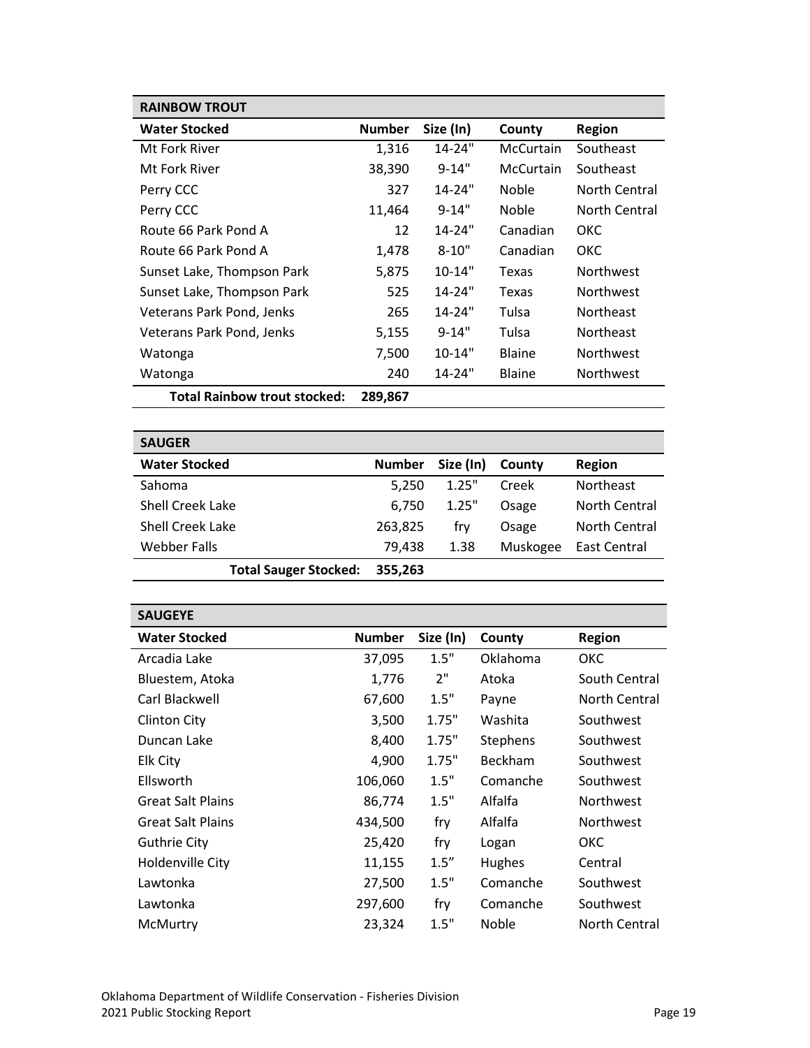| RAINBOW TROUT | | | | |
|---|---|---|---|---|
| **Water Stocked** | **Number** | **Size (In)** | **County** | **Region** |
| Mt Fork River | 1,316 | 14-24" | McCurtain | Southeast |
| Mt Fork River | 38,390 | 9-14" | McCurtain | Southeast |
| Perry CCC | 327 | 14-24" | Noble | North Central |
| Perry CCC | 11,464 | 9-14" | Noble | North Central |
| Route 66 Park Pond A | 12 | 14-24" | Canadian | OKC |
| Route 66 Park Pond A | 1,478 | 8-10" | Canadian | OKC |
| Sunset Lake, Thompson Park | 5,875 | 10-14" | Texas | Northwest |
| Sunset Lake, Thompson Park | 525 | 14-24" | Texas | Northwest |
| Veterans Park Pond, Jenks | 265 | 14-24" | Tulsa | Northeast |
| Veterans Park Pond, Jenks | 5,155 | 9-14" | Tulsa | Northeast |
| Watonga | 7,500 | 10-14" | Blaine | Northwest |
| Watonga | 240 | 14-24" | Blaine | Northwest |
| **Total Rainbow trout stocked:** | **289,867** | | | |

| SAUGER | | | | |
|---|---|---|---|---|
| **Water Stocked** | **Number** | **Size (In)** | **County** | **Region** |
| Sahoma | 5,250 | 1.25" | Creek | Northeast |
| Shell Creek Lake | 6,750 | 1.25" | Osage | North Central |
| Shell Creek Lake | 263,825 | fry | Osage | North Central |
| Webber Falls | 79,438 | 1.38 | Muskogee | East Central |
| **Total Sauger Stocked:** | **355,263** | | | |

| SAUGEYE | | | | |
|---|---|---|---|---|
| **Water Stocked** | **Number** | **Size (In)** | **County** | **Region** |
| Arcadia Lake | 37,095 | 1.5" | Oklahoma | OKC |
| Bluestem, Atoka | 1,776 | 2" | Atoka | South Central |
| Carl Blackwell | 67,600 | 1.5" | Payne | North Central |
| Clinton City | 3,500 | 1.75" | Washita | Southwest |
| Duncan Lake | 8,400 | 1.75" | Stephens | Southwest |
| Elk City | 4,900 | 1.75" | Beckham | Southwest |
| Ellsworth | 106,060 | 1.5" | Comanche | Southwest |
| Great Salt Plains | 86,774 | 1.5" | Alfalfa | Northwest |
| Great Salt Plains | 434,500 | fry | Alfalfa | Northwest |
| Guthrie City | 25,420 | fry | Logan | OKC |
| Holdenville City | 11,155 | 1.5″ | Hughes | Central |
| Lawtonka | 27,500 | 1.5" | Comanche | Southwest |
| Lawtonka | 297,600 | fry | Comanche | Southwest |
| McMurtry | 23,324 | 1.5" | Noble | North Central |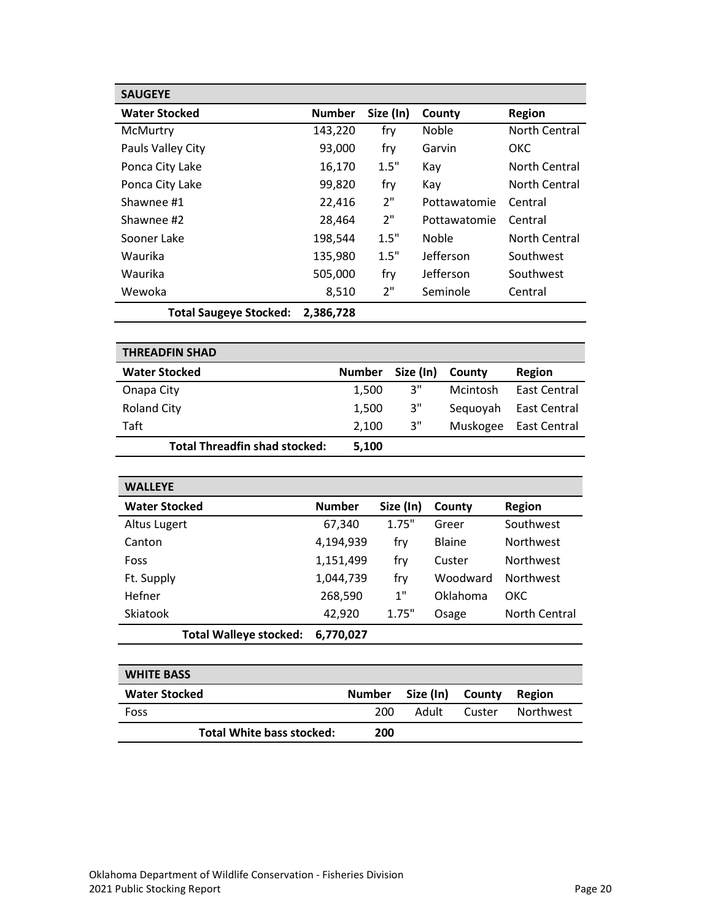| SAUGEYE | | | | |
| --- | --- | --- | --- | --- |
| **Water Stocked** | **Number** | **Size (In)** | **County** | **Region** |
| McMurtry | 143,220 | fry | Noble | North Central |
| Pauls Valley City | 93,000 | fry | Garvin | OKC |
| Ponca City Lake | 16,170 | 1.5" | Kay | North Central |
| Ponca City Lake | 99,820 | fry | Kay | North Central |
| Shawnee #1 | 22,416 | 2" | Pottawatomie | Central |
| Shawnee #2 | 28,464 | 2" | Pottawatomie | Central |
| Sooner Lake | 198,544 | 1.5" | Noble | North Central |
| Waurika | 135,980 | 1.5" | Jefferson | Southwest |
| Waurika | 505,000 | fry | Jefferson | Southwest |
| Wewoka | 8,510 | 2" | Seminole | Central |
| **Total Saugeye Stocked:** | **2,386,728** | | | |

| THREADFIN SHAD | | | | |
| --- | --- | --- | --- | --- |
| **Water Stocked** | **Number** | **Size (In)** | **County** | **Region** |
| Onapa City | 1,500 | 3" | Mcintosh | East Central |
| Roland City | 1,500 | 3" | Sequoyah | East Central |
| Taft | 2,100 | 3" | Muskogee | East Central |
| **Total Threadfin shad stocked:** | **5,100** | | | |

| WALLEYE | | | | |
| --- | --- | --- | --- | --- |
| **Water Stocked** | **Number** | **Size (In)** | **County** | **Region** |
| Altus Lugert | 67,340 | 1.75" | Greer | Southwest |
| Canton | 4,194,939 | fry | Blaine | Northwest |
| Foss | 1,151,499 | fry | Custer | Northwest |
| Ft. Supply | 1,044,739 | fry | Woodward | Northwest |
| Hefner | 268,590 | 1" | Oklahoma | OKC |
| Skiatook | 42,920 | 1.75" | Osage | North Central |
| **Total Walleye stocked:** | **6,770,027** | | | |

| WHITE BASS | | | | |
| --- | --- | --- | --- | --- |
| **Water Stocked** | **Number** | **Size (In)** | **County** | **Region** |
| Foss | 200 | Adult | Custer | Northwest |
| **Total White bass stocked:** | **200** | | | |